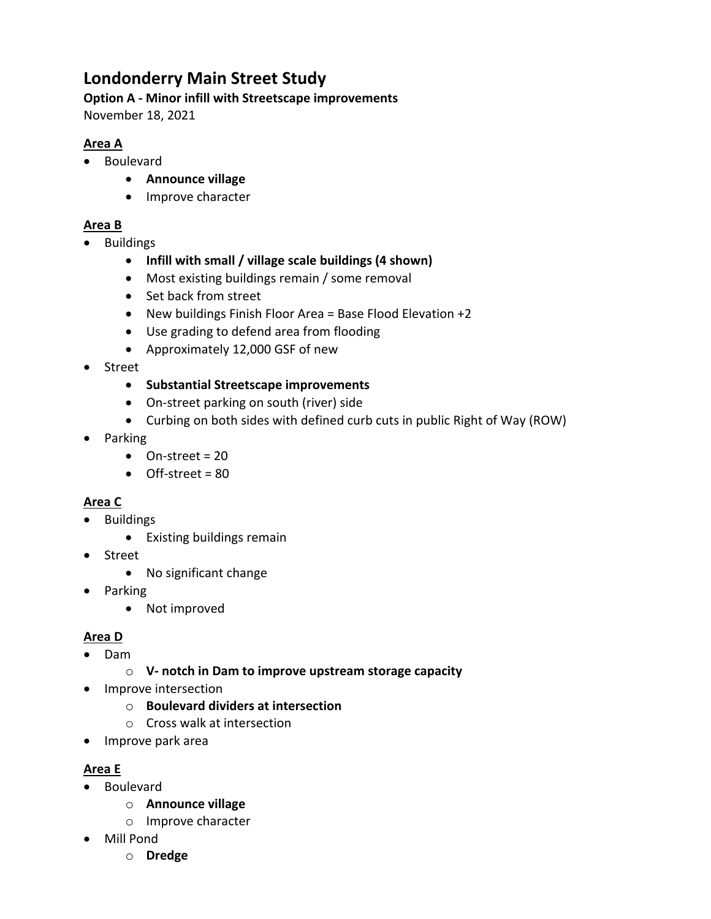# Londonderry Main Street Study

**Option A - Minor infill with Streetscape improvements**

November 18, 2021

## Area A

- Boulevard
    - **Announce village**
    - Improve character

## Area B

- Buildings
    - **Infill with small / village scale buildings (4 shown)**
    - Most existing buildings remain / some removal
    - Set back from street
    - New buildings Finish Floor Area = Base Flood Elevation +2
    - Use grading to defend area from flooding
    - Approximately 12,000 GSF of new
- Street
    - **Substantial Streetscape improvements**
    - On-street parking on south (river) side
    - Curbing on both sides with defined curb cuts in public Right of Way (ROW)
- Parking
    - On-street = 20
    - Off-street = 80

## Area C

- Buildings
    - Existing buildings remain
- Street
    - No significant change
- Parking
    - Not improved

## Area D

- Dam
    - **V- notch in Dam to improve upstream storage capacity**
- Improve intersection
    - **Boulevard dividers at intersection**
    - Cross walk at intersection
- Improve park area

## Area E

- Boulevard
    - **Announce village**
    - Improve character
- Mill Pond
    - **Dredge**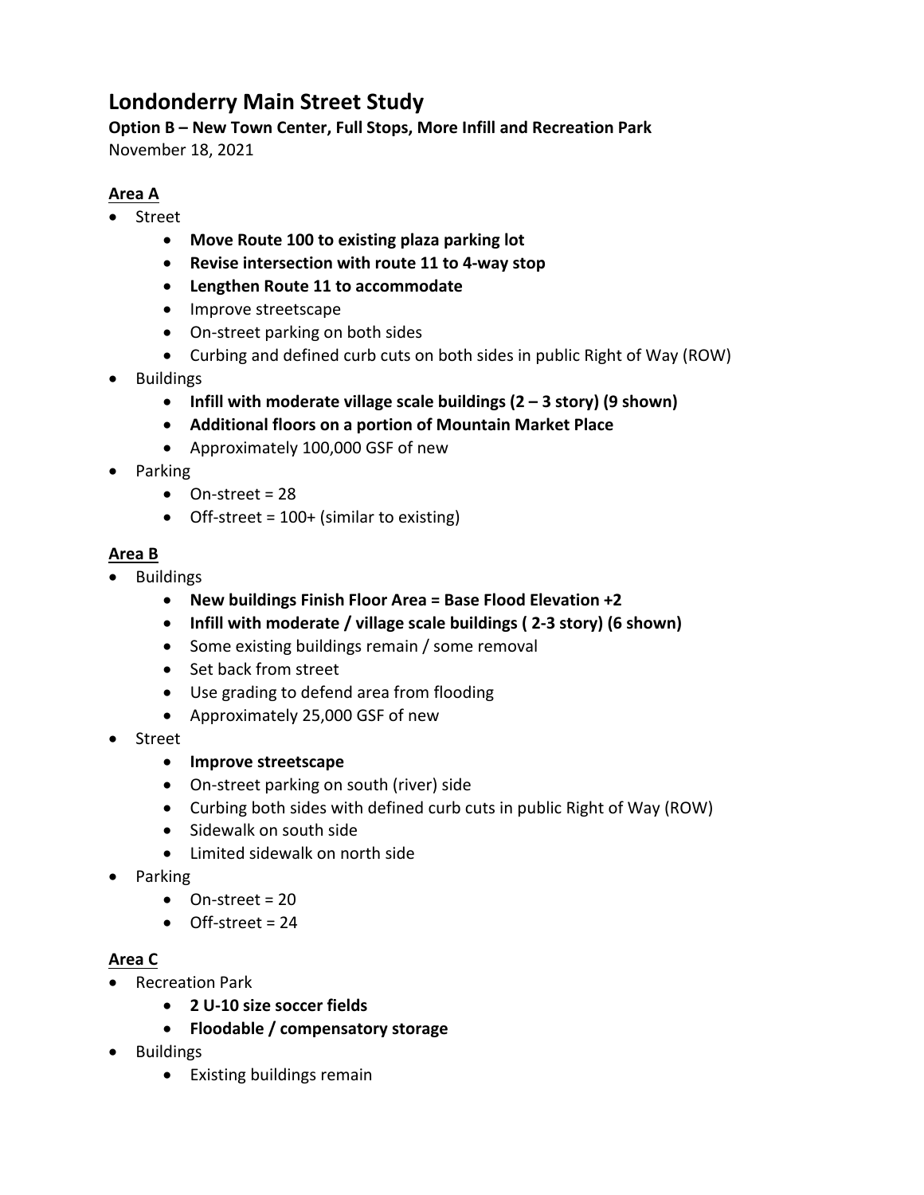# Londonderry Main Street Study

**Option B – New Town Center, Full Stops, More Infill and Recreation Park**

November 18, 2021

**Area A**

- Street
  - **Move Route 100 to existing plaza parking lot**
  - **Revise intersection with route 11 to 4-way stop**
  - **Lengthen Route 11 to accommodate**
  - Improve streetscape
  - On-street parking on both sides
  - Curbing and defined curb cuts on both sides in public Right of Way (ROW)
- Buildings
  - **Infill with moderate village scale buildings (2 – 3 story) (9 shown)**
  - **Additional floors on a portion of Mountain Market Place**
  - Approximately 100,000 GSF of new
- Parking
  - On-street = 28
  - Off-street = 100+ (similar to existing)

**Area B**

- Buildings
  - **New buildings Finish Floor Area = Base Flood Elevation +2**
  - **Infill with moderate / village scale buildings ( 2-3 story) (6 shown)**
  - Some existing buildings remain / some removal
  - Set back from street
  - Use grading to defend area from flooding
  - Approximately 25,000 GSF of new
- Street
  - **Improve streetscape**
  - On-street parking on south (river) side
  - Curbing both sides with defined curb cuts in public Right of Way (ROW)
  - Sidewalk on south side
  - Limited sidewalk on north side
- Parking
  - On-street = 20
  - Off-street = 24

**Area C**

- Recreation Park
  - **2 U-10 size soccer fields**
  - **Floodable / compensatory storage**
- Buildings
  - Existing buildings remain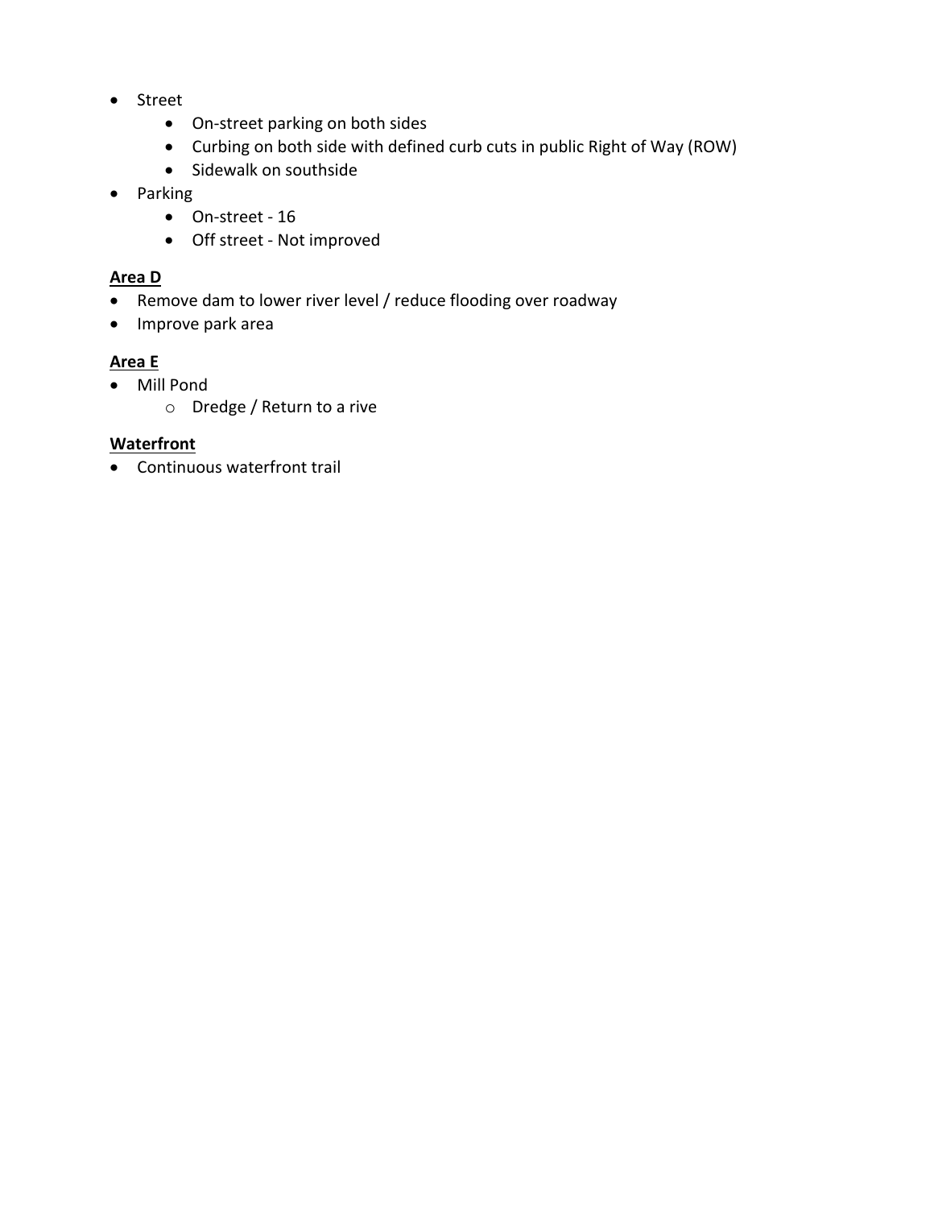- Street
  - On-street parking on both sides
  - Curbing on both side with defined curb cuts in public Right of Way (ROW)
  - Sidewalk on southside
- Parking
  - On-street - 16
  - Off street - Not improved

**<u>Area D</u>**

- Remove dam to lower river level / reduce flooding over roadway
- Improve park area

**<u>Area E</u>**

- Mill Pond
  - Dredge / Return to a rive

**<u>Waterfront</u>**

- Continuous waterfront trail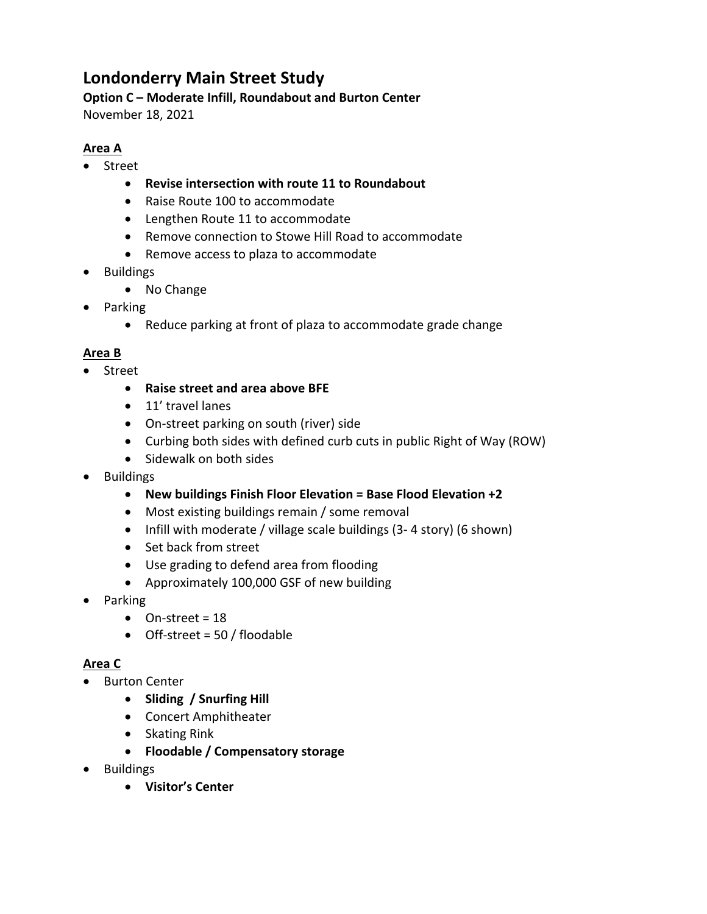# Londonderry Main Street Study

**Option C – Moderate Infill, Roundabout and Burton Center**

November 18, 2021

**Area A**

- Street
    - **Revise intersection with route 11 to Roundabout**
    - Raise Route 100 to accommodate
    - Lengthen Route 11 to accommodate
    - Remove connection to Stowe Hill Road to accommodate
    - Remove access to plaza to accommodate
- Buildings
    - No Change
- Parking
    - Reduce parking at front of plaza to accommodate grade change

**Area B**

- Street
    - **Raise street and area above BFE**
    - 11' travel lanes
    - On-street parking on south (river) side
    - Curbing both sides with defined curb cuts in public Right of Way (ROW)
    - Sidewalk on both sides
- Buildings
    - **New buildings Finish Floor Elevation = Base Flood Elevation +2**
    - Most existing buildings remain / some removal
    - Infill with moderate / village scale buildings (3- 4 story) (6 shown)
    - Set back from street
    - Use grading to defend area from flooding
    - Approximately 100,000 GSF of new building
- Parking
    - On-street = 18
    - Off-street = 50 / floodable

**Area C**

- Burton Center
    - **Sliding / Snurfing Hill**
    - Concert Amphitheater
    - Skating Rink
    - **Floodable / Compensatory storage**
- Buildings
    - **Visitor's Center**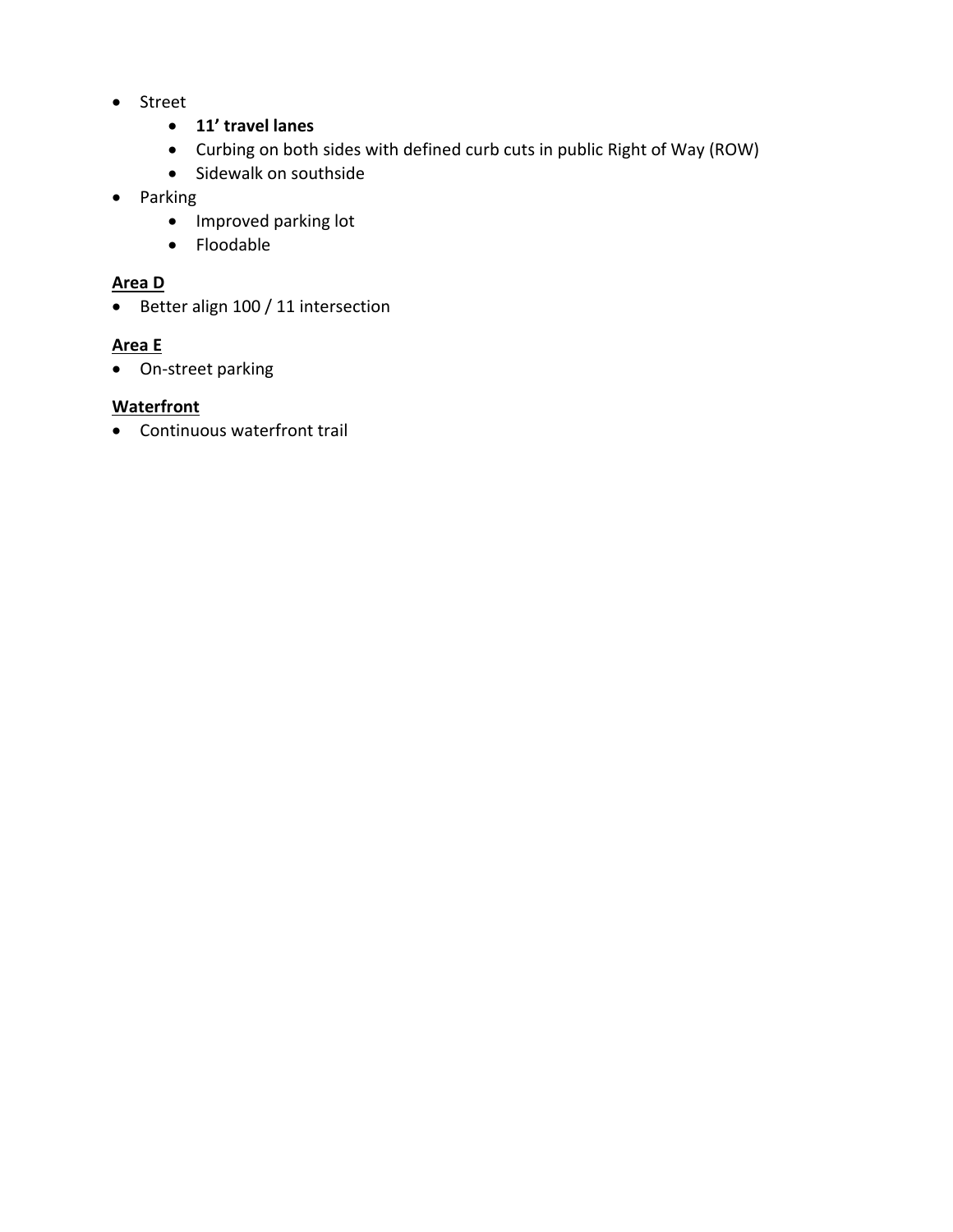- Street
    - **11’ travel lanes**
    - Curbing on both sides with defined curb cuts in public Right of Way (ROW)
    - Sidewalk on southside
- Parking
    - Improved parking lot
    - Floodable

**<u>Area D</u>**

- Better align 100 / 11 intersection

**<u>Area E</u>**

- On-street parking

**<u>Waterfront</u>**

- Continuous waterfront trail